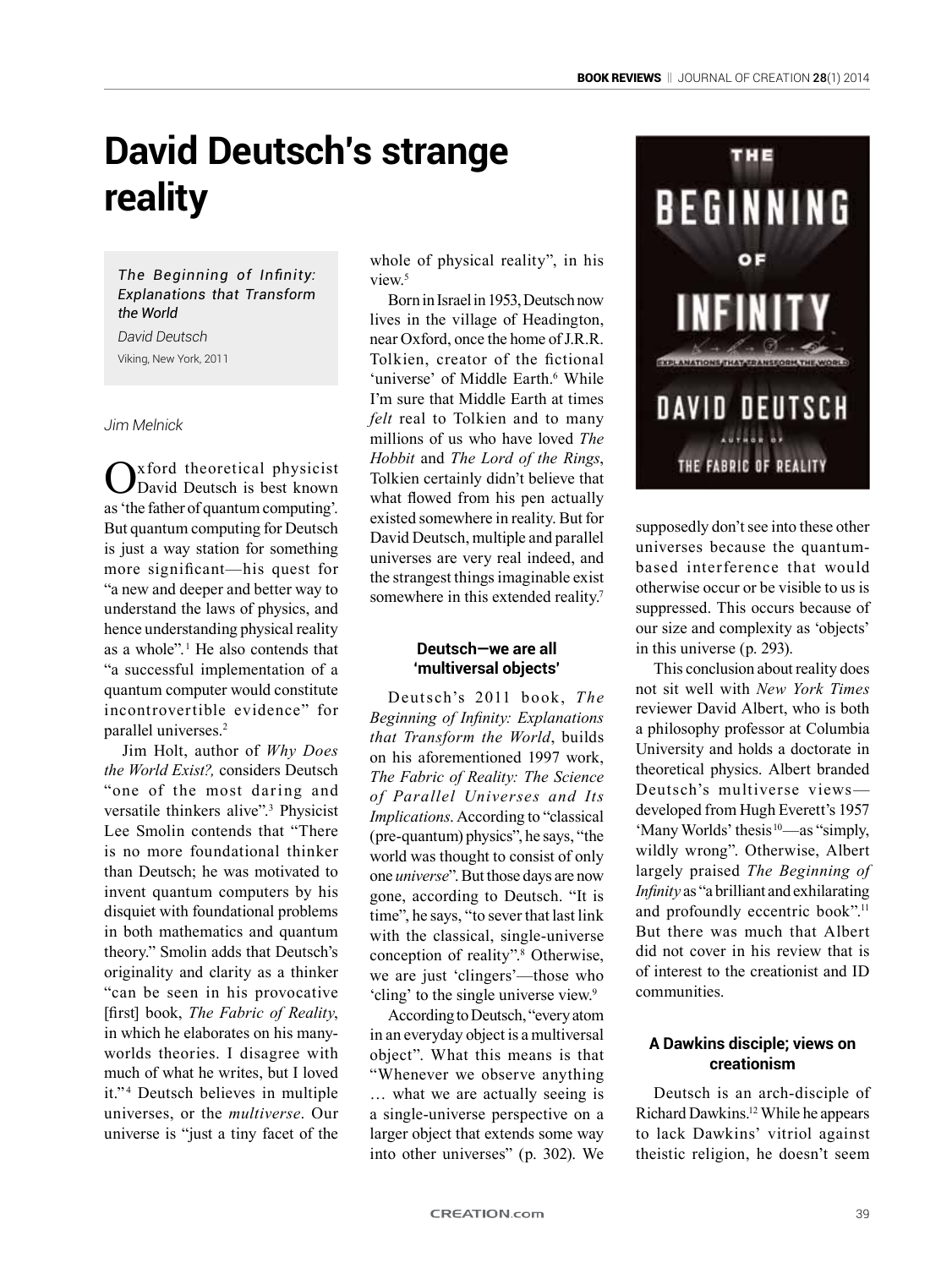# David Deutsch's strange reality

*The Beginning of Infinity: Explanations that Transform the World*

*David Deutsch*

Viking, New York, 2011

*Jim Melnick*

Oxford theoretical physicist David Deutsch is best known as 'the father of quantum computing'. But quantum computing for Deutsch is just a way station for something more significant—his quest for "a new and deeper and better way to understand the laws of physics, and hence understanding physical reality as a whole".[1] He also contends that "a successful implementation of a quantum computer would constitute incontrovertible evidence" for parallel universes.[2]

Jim Holt, author of *Why Does the World Exist?,* considers Deutsch "one of the most daring and versatile thinkers alive".[3] Physicist Lee Smolin contends that "There is no more foundational thinker than Deutsch; he was motivated to invent quantum computers by his disquiet with foundational problems in both mathematics and quantum theory." Smolin adds that Deutsch's originality and clarity as a thinker "can be seen in his provocative [first] book, *The Fabric of Reality*, in which he elaborates on his many-worlds theories. I disagree with much of what he writes, but I loved it."[4] Deutsch believes in multiple universes, or the *multiverse*. Our universe is "just a tiny facet of the whole of physical reality", in his view.[5]

Born in Israel in 1953, Deutsch now lives in the village of Headington, near Oxford, once the home of J.R.R. Tolkien, creator of the fictional 'universe' of Middle Earth.[6] While I'm sure that Middle Earth at times *felt* real to Tolkien and to many millions of us who have loved *The Hobbit* and *The Lord of the Rings*, Tolkien certainly didn't believe that what flowed from his pen actually existed somewhere in reality. But for David Deutsch, multiple and parallel universes are very real indeed, and the strangest things imaginable exist somewhere in this extended reality.[7]

### Deutsch—we are all 'multiversal objects'

Deutsch's 2011 book, *The Beginning of Infinity: Explanations that Transform the World*, builds on his aforementioned 1997 work, *The Fabric of Reality: The Science of Parallel Universes and Its Implications*. According to "classical (pre-quantum) physics", he says, "the world was thought to consist of only one *universe*". But those days are now gone, according to Deutsch. "It is time", he says, "to sever that last link with the classical, single-universe conception of reality".[8] Otherwise, we are just 'clingers'—those who 'cling' to the single universe view.[9]

According to Deutsch, "every atom in an everyday object is a multiversal object". What this means is that "Whenever we observe anything … what we are actually seeing is a single-universe perspective on a larger object that extends some way into other universes" (p. 302). We supposedly don't see into these other universes because the quantum-based interference that would otherwise occur or be visible to us is suppressed. This occurs because of our size and complexity as 'objects' in this universe (p. 293).

This conclusion about reality does not sit well with *New York Times* reviewer David Albert, who is both a philosophy professor at Columbia University and holds a doctorate in theoretical physics. Albert branded Deutsch's multiverse views—developed from Hugh Everett's 1957 'Many Worlds' thesis[10]—as "simply, wildly wrong". Otherwise, Albert largely praised *The Beginning of Infinity* as "a brilliant and exhilarating and profoundly eccentric book".[11] But there was much that Albert did not cover in his review that is of interest to the creationist and ID communities.

### A Dawkins disciple; views on creationism

Deutsch is an arch-disciple of Richard Dawkins.[12] While he appears to lack Dawkins' vitriol against theistic religion, he doesn't seem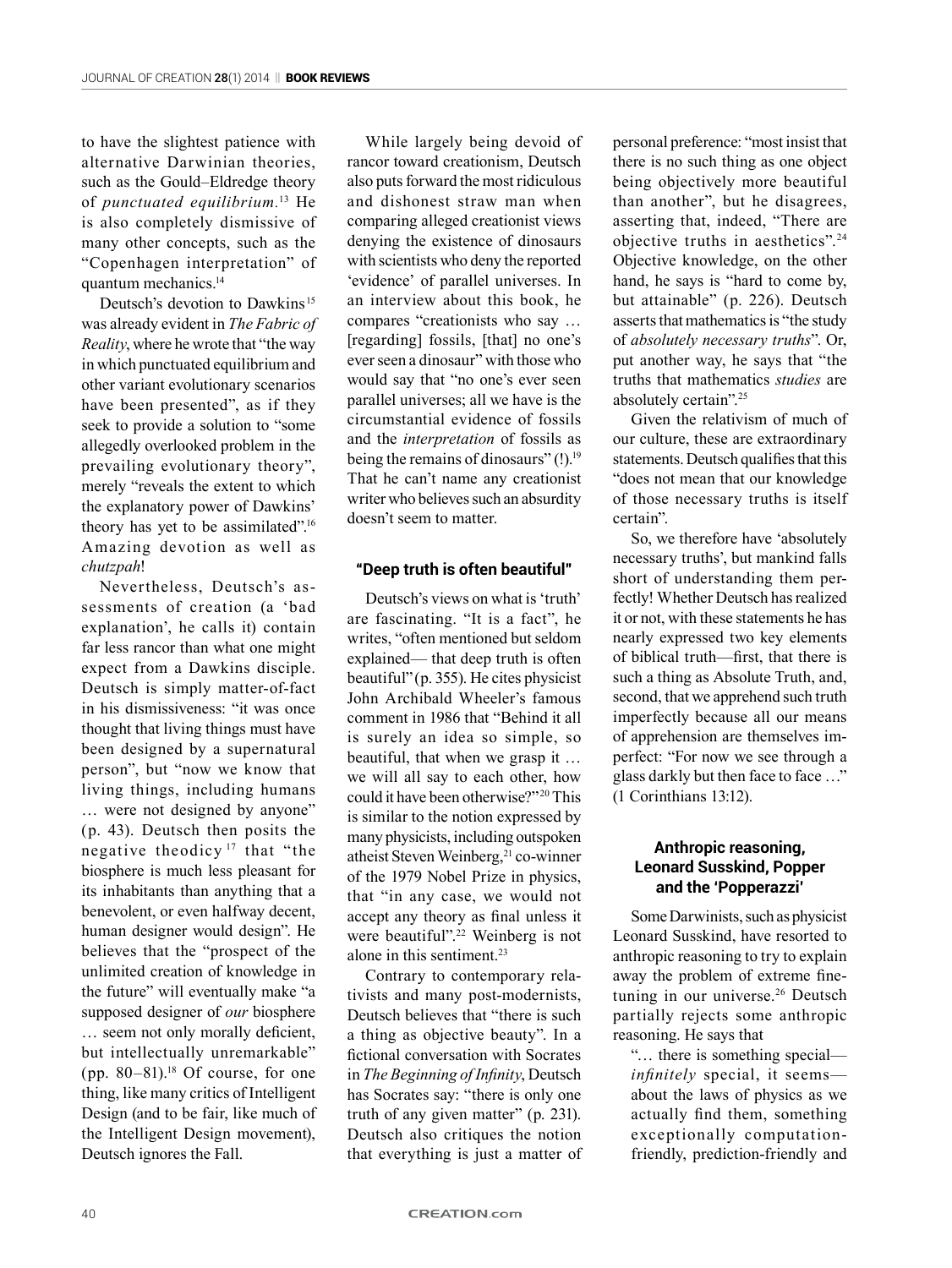to have the slightest patience with alternative Darwinian theories, such as the Gould–Eldredge theory of *punctuated equilibrium*.[13] He is also completely dismissive of many other concepts, such as the "Copenhagen interpretation" of quantum mechanics.[14]

Deutsch's devotion to Dawkins[15] was already evident in *The Fabric of Reality*, where he wrote that "the way in which punctuated equilibrium and other variant evolutionary scenarios have been presented", as if they seek to provide a solution to "some allegedly overlooked problem in the prevailing evolutionary theory", merely "reveals the extent to which the explanatory power of Dawkins' theory has yet to be assimilated".[16] Amazing devotion as well as *chutzpah*!

Nevertheless, Deutsch's assessments of creation (a 'bad explanation', he calls it) contain far less rancor than what one might expect from a Dawkins disciple. Deutsch is simply matter-of-fact in his dismissiveness: "it was once thought that living things must have been designed by a supernatural person", but "now we know that living things, including humans … were not designed by anyone" (p. 43). Deutsch then posits the negative theodicy[17] that "the biosphere is much less pleasant for its inhabitants than anything that a benevolent, or even halfway decent, human designer would design". He believes that the "prospect of the unlimited creation of knowledge in the future" will eventually make "a supposed designer of *our* biosphere … seem not only morally deficient, but intellectually unremarkable" (pp. 80–81).[18] Of course, for one thing, like many critics of Intelligent Design (and to be fair, like much of the Intelligent Design movement), Deutsch ignores the Fall.

While largely being devoid of rancor toward creationism, Deutsch also puts forward the most ridiculous and dishonest straw man when comparing alleged creationist views denying the existence of dinosaurs with scientists who deny the reported 'evidence' of parallel universes. In an interview about this book, he compares "creationists who say … [regarding] fossils, [that] no one's ever seen a dinosaur" with those who would say that "no one's ever seen parallel universes; all we have is the circumstantial evidence of fossils and the *interpretation* of fossils as being the remains of dinosaurs" (!).[19] That he can't name any creationist writer who believes such an absurdity doesn't seem to matter.

### "Deep truth is often beautiful"

Deutsch's views on what is 'truth' are fascinating. "It is a fact", he writes, "often mentioned but seldom explained— that deep truth is often beautiful" (p. 355). He cites physicist John Archibald Wheeler's famous comment in 1986 that "Behind it all is surely an idea so simple, so beautiful, that when we grasp it … we will all say to each other, how could it have been otherwise?"[20] This is similar to the notion expressed by many physicists, including outspoken atheist Steven Weinberg,[21] co-winner of the 1979 Nobel Prize in physics, that "in any case, we would not accept any theory as final unless it were beautiful".[22] Weinberg is not alone in this sentiment.[23]

Contrary to contemporary relativists and many post-modernists, Deutsch believes that "there is such a thing as objective beauty". In a fictional conversation with Socrates in *The Beginning of Infinity*, Deutsch has Socrates say: "there is only one truth of any given matter" (p. 231). Deutsch also critiques the notion that everything is just a matter of personal preference: "most insist that there is no such thing as one object being objectively more beautiful than another", but he disagrees, asserting that, indeed, "There are objective truths in aesthetics".[24] Objective knowledge, on the other hand, he says is "hard to come by, but attainable" (p. 226). Deutsch asserts that mathematics is "the study of *absolutely necessary truths*". Or, put another way, he says that "the truths that mathematics *studies* are absolutely certain".[25]

Given the relativism of much of our culture, these are extraordinary statements. Deutsch qualifies that this "does not mean that our knowledge of those necessary truths is itself certain".

So, we therefore have 'absolutely necessary truths', but mankind falls short of understanding them perfectly! Whether Deutsch has realized it or not, with these statements he has nearly expressed two key elements of biblical truth—first, that there is such a thing as Absolute Truth, and, second, that we apprehend such truth imperfectly because all our means of apprehension are themselves imperfect: "For now we see through a glass darkly but then face to face …" (1 Corinthians 13:12).

### Anthropic reasoning, Leonard Susskind, Popper and the 'Popperazzi'

Some Darwinists, such as physicist Leonard Susskind, have resorted to anthropic reasoning to try to explain away the problem of extreme fine-tuning in our universe.[26] Deutsch partially rejects some anthropic reasoning. He says that

> "… there is something special—*infinitely* special, it seems—about the laws of physics as we actually find them, something exceptionally computation-friendly, prediction-friendly and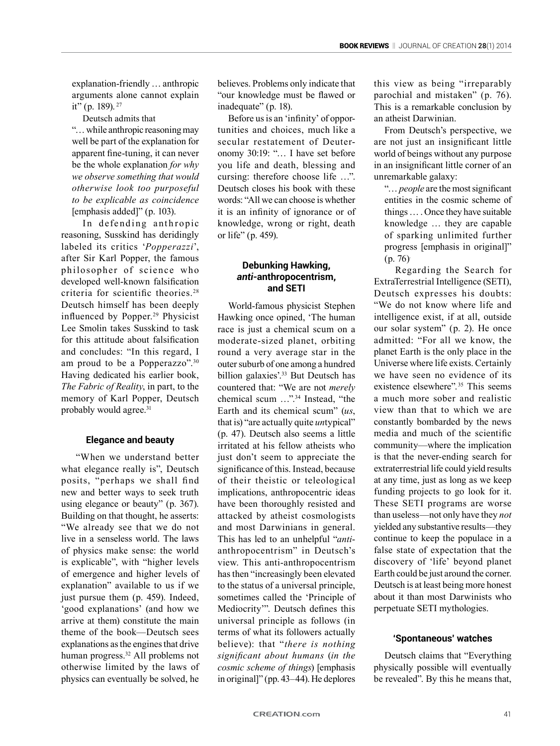> explanation-friendly … anthropic arguments alone cannot explain it" (p. 189).[27]

Deutsch admits that

> "… while anthropic reasoning may well be part of the explanation for apparent fine-tuning, it can never be the whole explanation *for why we observe something that would otherwise look too purposeful to be explicable as coincidence* [emphasis added]" (p. 103).

In defending anthropic reasoning, Susskind has deridingly labeled its critics '*Popperazzi*', after Sir Karl Popper, the famous philosopher of science who developed well-known falsification criteria for scientific theories.[28] Deutsch himself has been deeply influenced by Popper.[29] Physicist Lee Smolin takes Susskind to task for this attitude about falsification and concludes: "In this regard, I am proud to be a Popperazzo".[30] Having dedicated his earlier book, *The Fabric of Reality*, in part, to the memory of Karl Popper, Deutsch probably would agree.[31]

### Elegance and beauty

"When we understand better what elegance really is", Deutsch posits, "perhaps we shall find new and better ways to seek truth using elegance or beauty" (p. 367). Building on that thought, he asserts: "We already see that we do not live in a senseless world. The laws of physics make sense: the world is explicable", with "higher levels of emergence and higher levels of explanation" available to us if we just pursue them (p. 459). Indeed, 'good explanations' (and how we arrive at them) constitute the main theme of the book—Deutsch sees explanations as the engines that drive human progress.[32] All problems not otherwise limited by the laws of physics can eventually be solved, he believes. Problems only indicate that "our knowledge must be flawed or inadequate" (p. 18).

Before us is an 'infinity' of opportunities and choices, much like a secular restatement of Deuteronomy 30:19: "… I have set before you life and death, blessing and cursing: therefore choose life …". Deutsch closes his book with these words: "All we can choose is whether it is an infinity of ignorance or of knowledge, wrong or right, death or life" (p. 459).

### Debunking Hawking, *anti*-anthropocentrism, and SETI

World-famous physicist Stephen Hawking once opined, 'The human race is just a chemical scum on a moderate-sized planet, orbiting round a very average star in the outer suburb of one among a hundred billion galaxies'.[33] But Deutsch has countered that: "We are not *merely* chemical scum …".[34] Instead, "the Earth and its chemical scum" (*us*, that is) "are actually quite *un*typical" (p. 47). Deutsch also seems a little irritated at his fellow atheists who just don't seem to appreciate the significance of this. Instead, because of their theistic or teleological implications, anthropocentric ideas have been thoroughly resisted and attacked by atheist cosmologists and most Darwinians in general. This has led to an unhelpful "*anti*-anthropocentrism" in Deutsch's view. This anti-anthropocentrism has then "increasingly been elevated to the status of a universal principle, sometimes called the 'Principle of Mediocrity'". Deutsch defines this universal principle as follows (in terms of what its followers actually believe): that "*there is nothing significant about humans* (*in the cosmic scheme of things*) [emphasis in original]" (pp. 43–44). He deplores this view as being "irreparably parochial and mistaken" (p. 76). This is a remarkable conclusion by an atheist Darwinian.

From Deutsch's perspective, we are not just an insignificant little world of beings without any purpose in an insignificant little corner of an unremarkable galaxy:

> "… *people* are the most significant entities in the cosmic scheme of things … . Once they have suitable knowledge … they are capable of sparking unlimited further progress [emphasis in original]" (p. 76).

Regarding the Search for ExtraTerrestrial Intelligence (SETI), Deutsch expresses his doubts: "We do not know where life and intelligence exist, if at all, outside our solar system" (p. 2). He once admitted: "For all we know, the planet Earth is the only place in the Universe where life exists. Certainly we have seen no evidence of its existence elsewhere".[35] This seems a much more sober and realistic view than that to which we are constantly bombarded by the news media and much of the scientific community—where the implication is that the never-ending search for extraterrestrial life could yield results at any time, just as long as we keep funding projects to go look for it. These SETI programs are worse than useless—not only have they *not* yielded any substantive results—they continue to keep the populace in a false state of expectation that the discovery of 'life' beyond planet Earth could be just around the corner. Deutsch is at least being more honest about it than most Darwinists who perpetuate SETI mythologies.

### 'Spontaneous' watches

Deutsch claims that "Everything physically possible will eventually be revealed". By this he means that,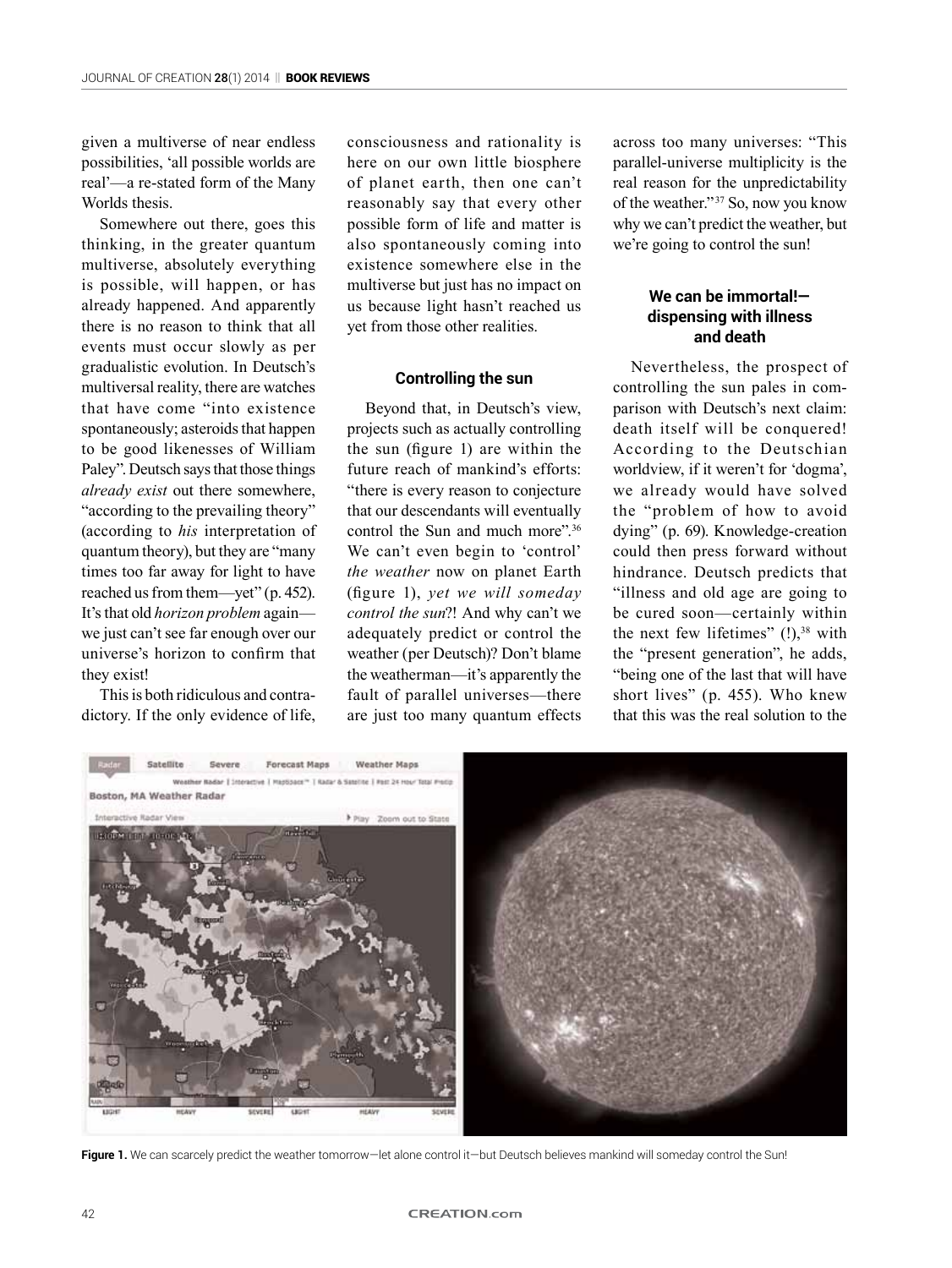given a multiverse of near endless possibilities, 'all possible worlds are real'—a re-stated form of the Many Worlds thesis.

Somewhere out there, goes this thinking, in the greater quantum multiverse, absolutely everything is possible, will happen, or has already happened. And apparently there is no reason to think that all events must occur slowly as per gradualistic evolution. In Deutsch's multiversal reality, there are watches that have come "into existence spontaneously; asteroids that happen to be good likenesses of William Paley". Deutsch says that those things *already exist* out there somewhere, "according to the prevailing theory" (according to *his* interpretation of quantum theory), but they are "many times too far away for light to have reached us from them—yet" (p. 452). It's that old *horizon problem* again—we just can't see far enough over our universe's horizon to confirm that they exist!

This is both ridiculous and contradictory. If the only evidence of life, consciousness and rationality is here on our own little biosphere of planet earth, then one can't reasonably say that every other possible form of life and matter is also spontaneously coming into existence somewhere else in the multiverse but just has no impact on us because light hasn't reached us yet from those other realities.

### Controlling the sun

Beyond that, in Deutsch's view, projects such as actually controlling the sun (figure 1) are within the future reach of mankind's efforts: "there is every reason to conjecture that our descendants will eventually control the Sun and much more".[36] We can't even begin to 'control' *the weather* now on planet Earth (figure 1), *yet we will someday control the sun*?! And why can't we adequately predict or control the weather (per Deutsch)? Don't blame the weatherman—it's apparently the fault of parallel universes—there are just too many quantum effects across too many universes: "This parallel-universe multiplicity is the real reason for the unpredictability of the weather."[37] So, now you know why we can't predict the weather, but we're going to control the sun!

### We can be immortal!—dispensing with illness and death

Nevertheless, the prospect of controlling the sun pales in comparison with Deutsch's next claim: death itself will be conquered! According to the Deutschian worldview, if it weren't for 'dogma', we already would have solved the "problem of how to avoid dying" (p. 69). Knowledge-creation could then press forward without hindrance. Deutsch predicts that "illness and old age are going to be cured soon—certainly within the next few lifetimes" (!),[38] with the "present generation", he adds, "being one of the last that will have short lives" (p. 455). Who knew that this was the real solution to the

**Figure 1.** We can scarcely predict the weather tomorrow—let alone control it—but Deutsch believes mankind will someday control the Sun!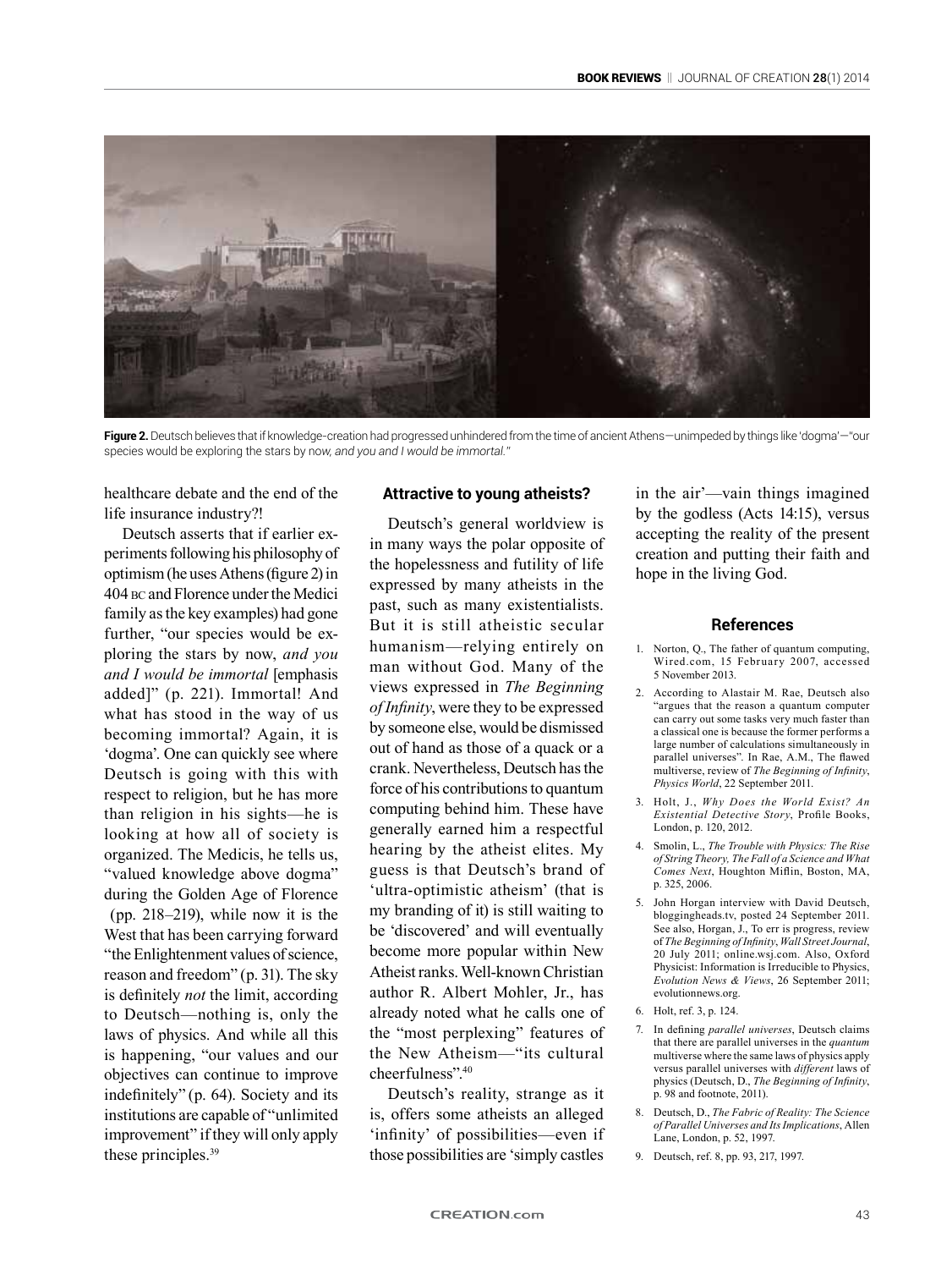**Figure 2.** Deutsch believes that if knowledge-creation had progressed unhindered from the time of ancient Athens—unimpeded by things like 'dogma'—"our species would be exploring the stars by now, *and you and I would be immortal.*"

healthcare debate and the end of the life insurance industry?!

Deutsch asserts that if earlier experiments following his philosophy of optimism (he uses Athens (figure 2) in 404 BC and Florence under the Medici family as the key examples) had gone further, "our species would be exploring the stars by now, *and you and I would be immortal* [emphasis added]" (p. 221). Immortal! And what has stood in the way of us becoming immortal? Again, it is 'dogma'. One can quickly see where Deutsch is going with this with respect to religion, but he has more than religion in his sights—he is looking at how all of society is organized. The Medicis, he tells us, "valued knowledge above dogma" during the Golden Age of Florence (pp. 218–219), while now it is the West that has been carrying forward "the Enlightenment values of science, reason and freedom" (p. 31). The sky is definitely *not* the limit, according to Deutsch—nothing is, only the laws of physics. And while all this is happening, "our values and our objectives can continue to improve indefinitely" (p. 64). Society and its institutions are capable of "unlimited improvement" if they will only apply these principles.[39]

### Attractive to young atheists?

Deutsch's general worldview is in many ways the polar opposite of the hopelessness and futility of life expressed by many atheists in the past, such as many existentialists. But it is still atheistic secular humanism—relying entirely on man without God. Many of the views expressed in *The Beginning of Infinity*, were they to be expressed by someone else, would be dismissed out of hand as those of a quack or a crank. Nevertheless, Deutsch has the force of his contributions to quantum computing behind him. These have generally earned him a respectful hearing by the atheist elites. My guess is that Deutsch's brand of 'ultra-optimistic atheism' (that is my branding of it) is still waiting to be 'discovered' and will eventually become more popular within New Atheist ranks. Well-known Christian author R. Albert Mohler, Jr., has already noted what he calls one of the "most perplexing" features of the New Atheism—"its cultural cheerfulness".[40]

Deutsch's reality, strange as it is, offers some atheists an alleged 'infinity' of possibilities—even if those possibilities are 'simply castles in the air'—vain things imagined by the godless (Acts 14:15), versus accepting the reality of the present creation and putting their faith and hope in the living God.

### References

1. Norton, Q., The father of quantum computing, Wired.com, 15 February 2007, accessed 5 November 2013.
2. According to Alastair M. Rae, Deutsch also "argues that the reason a quantum computer can carry out some tasks very much faster than a classical one is because the former performs a large number of calculations simultaneously in parallel universes". In Rae, A.M., The flawed multiverse, review of *The Beginning of Infinity*, *Physics World*, 22 September 2011.
3. Holt, J., *Why Does the World Exist? An Existential Detective Story*, Profile Books, London, p. 120, 2012.
4. Smolin, L., *The Trouble with Physics: The Rise of String Theory, The Fall of a Science and What Comes Next*, Houghton Miflin, Boston, MA, p. 325, 2006.
5. John Horgan interview with David Deutsch, bloggingheads.tv, posted 24 September 2011. See also, Horgan, J., To err is progress, review of *The Beginning of Infinity*, *Wall Street Journal*, 20 July 2011; online.wsj.com. Also, Oxford Physicist: Information is Irreducible to Physics, *Evolution News & Views*, 26 September 2011; evolutionnews.org.
6. Holt, ref. 3, p. 124.
7. In defining *parallel universes*, Deutsch claims that there are parallel universes in the *quantum* multiverse where the same laws of physics apply versus parallel universes with *different* laws of physics (Deutsch, D., *The Beginning of Infinity*, p. 98 and footnote, 2011).
8. Deutsch, D., *The Fabric of Reality: The Science of Parallel Universes and Its Implications*, Allen Lane, London, p. 52, 1997.
9. Deutsch, ref. 8, pp. 93, 217, 1997.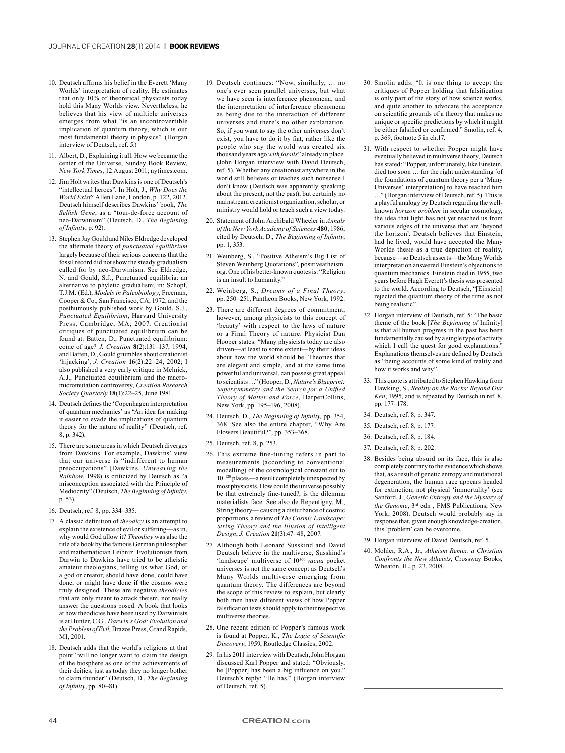10. Deutsch affirms his belief in the Everett 'Many Worlds' interpretation of reality. He estimates that only 10% of theoretical physicists today hold this Many Worlds view. Nevertheless, he believes that his view of multiple universes emerges from what "is an incontrovertible implication of quantum theory, which is our most fundamental theory in physics". (Horgan interview of Deutsch, ref. 5.)
11. Albert, D., Explaining it all: How we became the center of the Universe, Sunday Book Review, *New York Times*, 12 August 2011; nytimes.com.
12. Jim Holt writes that Dawkins is one of Deutsch's "intellectual heroes". In Holt, J., *Why Does the World Exist?* Allen Lane, London, p. 122, 2012. Deutsch himself describes Dawkins' book, *The Selfish Gene*, as a "tour-de-force account of neo-Darwinism" (Deutsch, D., *The Beginning of Infinity*, p. 92).
13. Stephen Jay Gould and Niles Eldredge developed the alternate theory of *punctuated equilibrium* largely because of their serious concerns that the fossil record did not show the steady gradualism called for by neo-Darwinism. See Eldredge, N. and Gould, S.J., Punctuated equilibria: an alternative to phyletic gradualism; in: Schopf, T.J.M. (Ed.), *Models in Paleobiology*, Freeman, Cooper & Co., San Francisco, CA, 1972; and the posthumously published work by Gould, S.J., *Punctuated Equilibrium*, Harvard University Press, Cambridge, MA, 2007. Creationist critiques of punctuated equilibrium can be found at: Batten, D., Punctuated equilibrium: come of age? *J. Creation* **8**(2):131–137, 1994, and Batten, D., Gould grumbles about creationist 'hijacking', *J. Creation* **16**(2):22–24, 2002; I also published a very early critique in Melnick, A.J., Punctuated equilibrium and the macro-micromutation controversy, *Creation Research Society Quarterly* **18**(1):22–25, June 1981.
14. Deutsch defines the 'Copenhagen interpretation of quantum mechanics' as "An idea for making it easier to evade the implications of quantum theory for the nature of reality" (Deutsch, ref. 8, p. 342).
15. There are some areas in which Deutsch diverges from Dawkins. For example, Dawkins' view that our universe is "indifferent to human preoccupations" (Dawkins, *Unweaving the Rainbow*, 1998) is criticized by Deutsch as "a misconception associated with the Principle of Mediocrity" (Deutsch, *The Beginning of Infinity*, p. 53).
16. Deutsch, ref. 8, pp. 334–335.
17. A classic definition of *theodicy* is an attempt to explain the existence of evil or suffering—as in, why would God allow it? *Theodicy* was also the title of a book by the famous German philosopher and mathematician Leibniz. Evolutionists from Darwin to Dawkins have tried to be atheistic amateur theologians, telling us what God, or a god or creator, should have done, could have done, or might have done if the cosmos were truly designed. These are negative *theodicies* that are only meant to attack theism, not really answer the questions posed. A book that looks at how theodicies have been used by Darwinists is at Hunter, C.G., *Darwin's God: Evolution and the Problem of Evil,* Brazos Press, Grand Rapids, MI, 2001.
18. Deutsch adds that the world's religions at that point "will no longer want to claim the design of the biosphere as one of the achievements of their deities, just as today they no longer bother to claim thunder" (Deutsch, D., *The Beginning of Infinity*, pp. 80–81).
19. Deutsch continues: "Now, similarly, … no one's ever seen parallel universes, but what we have seen is interference phenomena, and the interpretation of interference phenomena as being due to the interaction of different universes and there's no other explanation. So, if you want to say the other universes don't exist, you have to do it by fiat, rather like the people who say the world was created six thousand years ago *with fossils*" already in place. (John Horgan interview with David Deutsch, ref. 5). Whether any creationist anywhere in the world still believes or teaches such nonsense I don't know (Deutsch was apparently speaking about the present, not the past), but certainly no mainstream creationist organization, scholar, or ministry would hold or teach such a view today.
20. Statement of John Archibald Wheeler in *Annals of the New York Academy of Sciences* **480**, 1986, cited by Deutsch, D., *The Beginning of Infinity*, pp. 1, 353.
21. Weinberg, S., "Positive Atheism's Big List of Steven Weinberg Quotations", positiveatheism.org. One of his better-known quotes is: "Religion is an insult to humanity."
22. Weinberg, S., *Dreams of a Final Theory*, pp. 250–251, Pantheon Books, New York, 1992.
23. There are different degrees of commitment, however, among physicists to this concept of 'beauty' with respect to the laws of nature or a Final Theory of nature. Physicist Dan Hooper states: "Many physicists today are also driven—at least to some extent—by their ideas about how the world should be. Theories that are elegant and simple, and at the same time powerful and universal, can possess great appeal to scientists …" (Hooper, D., *Nature's Blueprint: Supersymmetry and the Search for a Unified Theory of Matter and Force*, HarperCollins, New York, pp. 195–196, 2008).
24. Deutsch, D*., The Beginning of Infinity,* pp. 354, 368. See also the entire chapter, "Why Are Flowers Beautiful?", pp. 353–368.
25. Deutsch, ref. 8, p. 253.
26. This extreme fine-tuning refers in part to measurements (according to conventional modelling) of the cosmological constant out to $10^{-120}$ places—a result completely unexpected by most physicists. How could the universe possibly be that extremely fine-tuned?, is the dilemma materialists face. See also de Repentigny, M., String theory— causing a disturbance of cosmic proportions, a review of *The Cosmic Landscape: String Theory and the Illusion of Intelligent Design*, *J. Creation* **21**(3):47–48, 2007.
27. Although both Leonard Susskind and David Deutsch believe in the multiverse, Susskind's 'landscape' multiverse of $10^{500}$ *vacua* pocket universes is not the same concept as Deutsch's Many Worlds multiverse emerging from quantum theory. The differences are beyond the scope of this review to explain, but clearly both men have different views of how Popper falsification tests should apply to their respective multiverse theories.
28. One recent edition of Popper's famous work is found at Popper, K., *The Logic of Scientific Discovery*, 1959, Routledge Classics, 2002.
29. In his 2011 interview with Deutsch, John Horgan discussed Karl Popper and stated: "Obviously, he [Popper] has been a big influence on you." Deutsch's reply: "He has." (Horgan interview of Deutsch, ref. 5).
30. Smolin adds: "It is one thing to accept the critiques of Popper holding that falsification is only part of the story of how science works, and quite another to advocate the acceptance on scientific grounds of a theory that makes no unique or specific predictions by which it might be either falsified or confirmed." Smolin, ref. 4, p. 369, footnote 5 in ch.17.
31. With respect to whether Popper might have eventually believed in multiverse theory, Deutsch has stated: "Popper, unfortunately, like Einstein, died too soon … for the right understanding [of the foundations of quantum theory per a 'Many Universes' interpretation] to have reached him …" (Horgan interview of Deutsch, ref. 5). This is a playful analogy by Deutsch regarding the well-known *horizon problem* in secular cosmology, the idea that light has not yet reached us from various edges of the universe that are 'beyond the horizon'. Deutsch believes that Einstein, had he lived, would have accepted the Many Worlds thesis as a true depiction of reality, because—so Deutsch asserts—the Many Worlds interpretation answered Einstein's objections to quantum mechanics. Einstein died in 1955, two years before Hugh Everett's thesis was presented to the world. According to Deutsch, "[Einstein] rejected the quantum theory of the time as not being realistic".
32. Horgan interview of Deutsch, ref. 5: "The basic theme of the book [*The Beginning of* Infinity] is that all human progress in the past has been fundamentally caused by a single type of activity which I call the quest for good explanations." Explanations themselves are defined by Deutsch as "being accounts of some kind of reality and how it works and why".
33. This quote is attributed to Stephen Hawking from Hawking, S., *Reality on the Rocks: Beyond Our Ken*, 1995, and is repeated by Deutsch in ref. 8, pp. 177–178.
34. Deutsch, ref. 8, p. 347.
35. Deutsch, ref. 8, p. 177.
36. Deutsch, ref. 8, p. 184.
37. Deutsch, ref. 8, p. 202.
38. Besides being absurd on its face, this is also completely contrary to the evidence which shows that, as a result of genetic entropy and mutational degeneration, the human race appears headed for extinction, not physical 'immortality' (see Sanford, J., *Genetic Entropy and the Mystery of the Genome*, 3rd edn , FMS Publications, New York, 2008). Deutsch would probably say in response that, given enough knowledge-creation, this 'problem' can be overcome.
39. Horgan interview of David Deutsch, ref. 5.
40. Mohler, R.A., Jr., *Atheism Remix: a Christian Confronts the New Atheists*, Crossway Books, Wheaton, IL, p. 23, 2008.